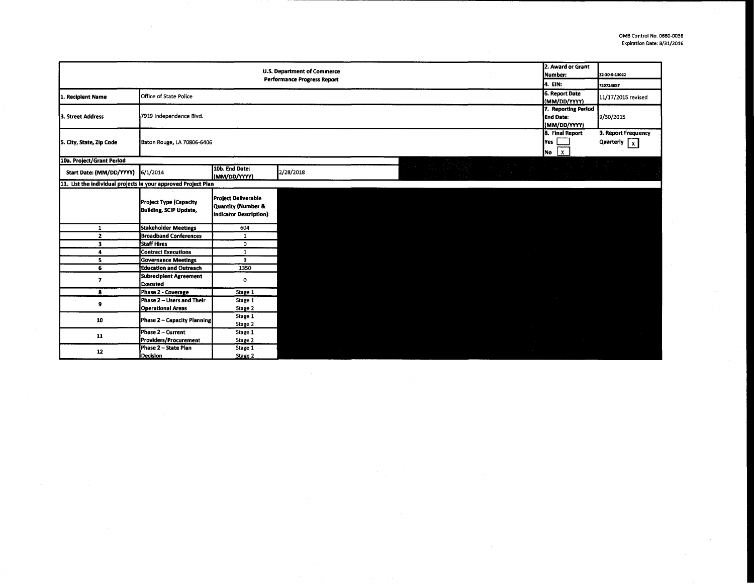OMB Control No. 0660-0038
Expiration Date: 8/31/2016

| U.S. Department of Commerce Performance Progress Report | | | | 2. Award or Grant Number: | 22-10-S-13022 |
|---|---|---|---|---|---|
| | | | | 4. EIN: | 720724657 |
| 1. Recipient Name | Office of State Police | | | 6. Report Date (MM/DD/YYYY) | 11/17/2015 revised |
| 3. Street Address | 7919 Independence Blvd. | | | 7. Reporting Period End Date: (MM/DD/YYYY) | 9/30/2015 |
| 5. City, State, Zip Code | Baton Rouge, LA 70806-6406 | | | 8. Final Report Yes [ ] No [x] | 9. Report Frequency Quarterly [x] |
| 10a. Project/Grant Period | | | | | |
| Start Date: (MM/DD/YYYY) | 6/1/2014 | 10b. End Date: (MM/DD/YYYY) | 2/28/2018 | | |

11. List the individual projects in your approved Project Plan

| | Project Type (Capacity Building, SCIP Update, | Project Deliverable Quantity (Number & Indicator Description) |
|---|---|---|
| 1 | Stakeholder Meetings | 604 |
| 2 | Broadband Conferences | 1 |
| 3 | Staff Hires | 0 |
| 4 | Contract Executions | 1 |
| 5 | Governance Meetings | 3 |
| 6 | Education and Outreach | 1350 |
| 7 | Subrecipient Agreement Executed | 0 |
| 8 | Phase 2 - Coverage | Stage 1 |
| 9 | Phase 2 – Users and Their Operational Areas | Stage 1 Stage 2 |
| 10 | Phase 2 – Capacity Planning | Stage 1 Stage 2 |
| 11 | Phase 2 – Current Providers/Procurement | Stage 1 Stage 2 |
| 12 | Phase 2 – State Plan Decision | Stage 1 Stage 2 |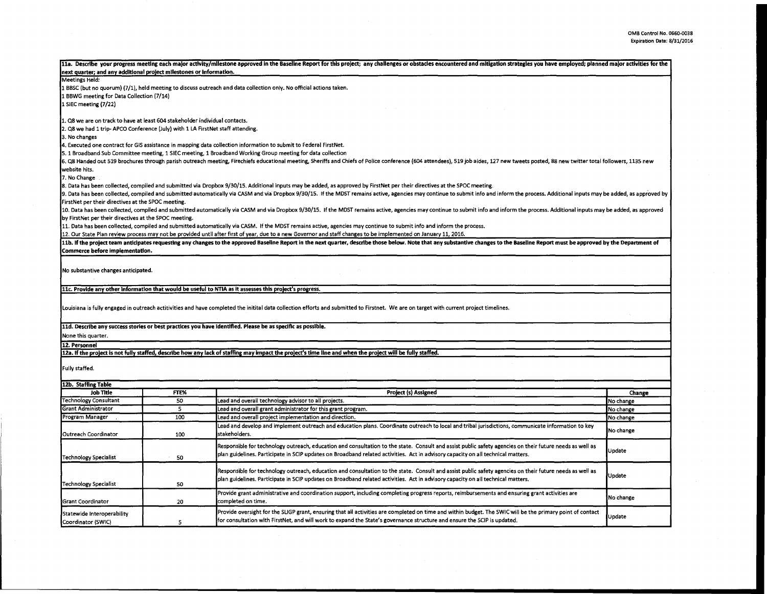OMB Control No. 0660-0038
Expiration Date: 8/31/2016

**11a. Describe your progress meeting each major activity/milestone approved in the Baseline Report for this project; any challenges or obstacles encountered and mitigation strategies you have employed; planned major activities for the next quarter; and any additional project milestones or information.**

Meetings Held:
1 BBSC (but no quorum) (7/1), held meeting to discuss outreach and data collection only. No official actions taken.
1 BBWG meeting for Data Collection (7/14)
1 SIEC meeting (7/22)

1. Q8 we are on track to have at least 604 stakeholder individual contacts.
2. Q8 we had 1 trip- APCO Conference (July) with 1 LA FirstNet staff attending.
3. No changes
4. Executed one contract for GIS assistance in mapping data collection information to submit to Federal FirstNet.
5. 1 Broadband Sub Committee meeting, 1 SIEC meeting, 1 Broadband Working Group meeting for data collection
6. Q8 Handed out 519 brochures through parish outreach meeting, Firechiefs educational meeting, Sheriffs and Chiefs of Police conference (604 attendees), 519 job aides, 127 new tweets posted, 88 new twitter total followers, 1135 new website hits.
7. No Change
8. Data has been collected, compiled and submitted via Dropbox 9/30/15. Additional inputs may be added, as approved by FirstNet per their directives at the SPOC meeting.
9. Data has been collected, compiled and submitted automatically via CASM and via Dropbox 9/30/15. If the MDST remains active, agencies may continue to submit info and inform the process. Additional inputs may be added, as approved by FirstNet per their directives at the SPOC meeting.
10. Data has been collected, compiled and submitted automatically via CASM and via Dropbox 9/30/15. If the MDST remains active, agencies may continue to submit info and inform the process. Additional inputs may be added, as approved by FirstNet per their directives at the SPOC meeting.
11. Data has been collected, compiled and submitted automatically via CASM. If the MDST remains active, agencies may continue to submit info and inform the process.
12. Our State Plan review process may not be provided until after first of year, due to a new Governor and staff changes to be implemented on January 11, 2016.

**11b. If the project team anticipates requesting any changes to the approved Baseline Report in the next quarter, describe those below. Note that any substantive changes to the Baseline Report must be approved by the Department of Commerce before implementation.**

No substantive changes anticipated.

**11c. Provide any other information that would be useful to NTIA as it assesses this project's progress.**

Louisiana is fully engaged in outreach actitivities and have completed the initital data collection efforts and submitted to Firstnet. We are on target with current project timelines.

**11d. Describe any success stories or best practices you have identified. Please be as specific as possible.**

None this quarter.

**12. Personnel**

**12a. If the project is not fully staffed, describe how any lack of staffing may impact the project's time line and when the project will be fully staffed.**

Fully staffed.

**12b. Staffing Table**

| Job Title | FTE% | Project (s) Assigned | Change |
|---|---|---|---|
| Technology Consultant | 50 | Lead and overall technology advisor to all projects. | No change |
| Grant Administrator | 5 | Lead and overall grant administrator for this grant program. | No change |
| Program Manager | 100 | Lead and overall project implementation and direction. | No change |
| Outreach Coordinator | 100 | Lead and develop and implement outreach and education plans. Coordinate outreach to local and tribal jurisdictions, communicate information to key stakeholders. | No change |
| Technology Specialist | 50 | Responsible for technology outreach, education and consultation to the state. Consult and assist public safety agencies on their future needs as well as plan guidelines. Participate in SCIP updates on Broadband related activities. Act in advisory capacity on all technical matters. | Update |
| Technology Specialist | 50 | Responsible for technology outreach, education and consultation to the state. Consult and assist public safety agencies on their future needs as well as plan guidelines. Participate in SCIP updates on Broadband related activities. Act in advisory capacity on all technical matters. | Update |
| Grant Coordinator | 20 | Provide grant administrative and coordination support, including completing progress reports, reimbursements and ensuring grant activities are completed on time. | No change |
| Statewide Interoperability Coordinator (SWIC) | 5 | Provide oversight for the SLIGP grant, ensuring that all activities are completed on time and within budget. The SWIC will be the primary point of contact for consultation with FirstNet, and will work to expand the State's governance structure and ensure the SCIP is updated. | Update |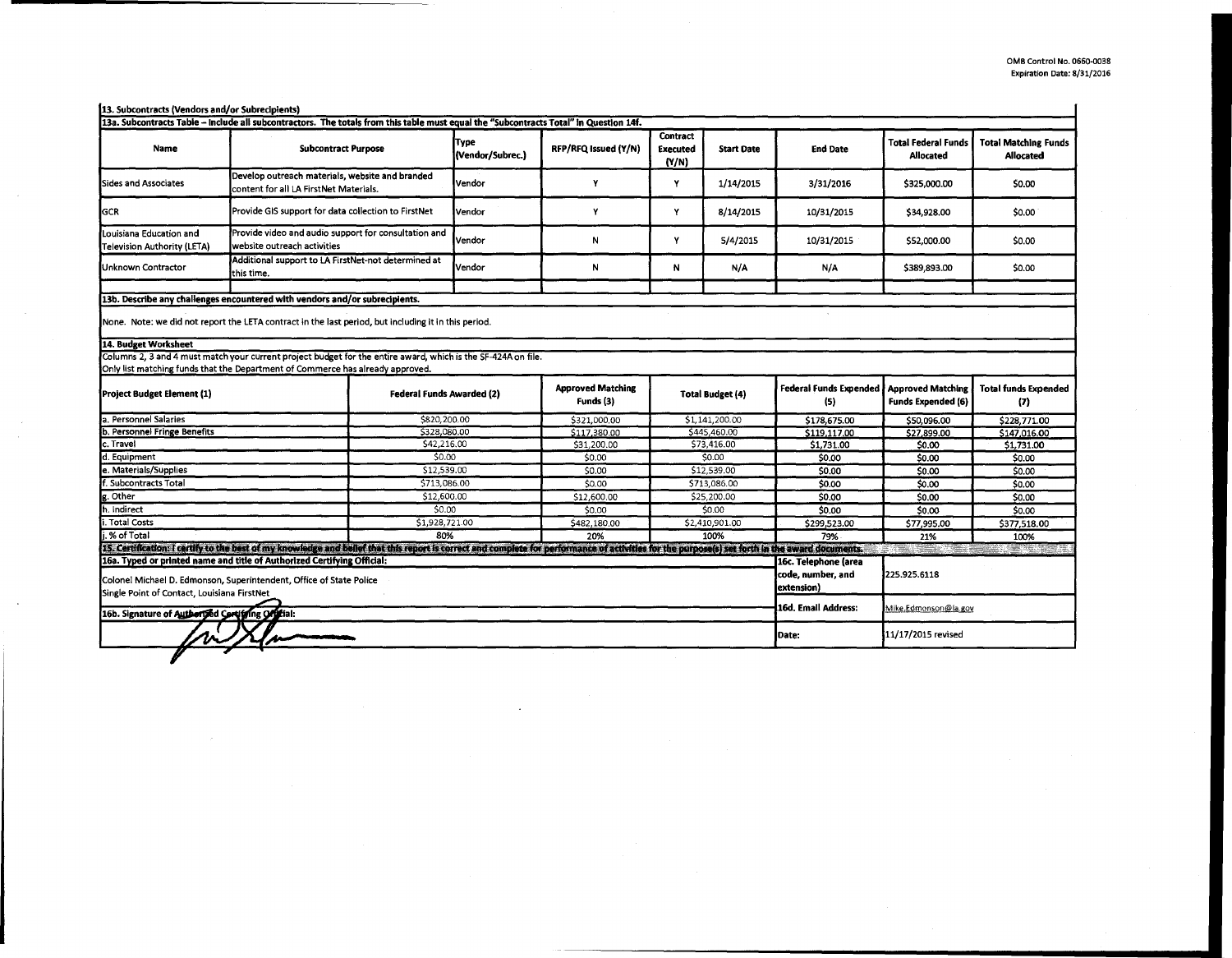OMB Control No. 0660-0038
Expiration Date: 8/31/2016

**13. Subcontracts (Vendors and/or Subrecipients)**

**13a. Subcontracts Table – Include all subcontractors. The totals from this table must equal the "Subcontracts Total" in Question 14f.**

| Name | Subcontract Purpose | Type (Vendor/Subrec.) | RFP/RFQ Issued (Y/N) | Contract Executed (Y/N) | Start Date | End Date | Total Federal Funds Allocated | Total Matching Funds Allocated |
|---|---|---|---|---|---|---|---|---|
| Sides and Associates | Develop outreach materials, website and branded content for all LA FirstNet Materials. | Vendor | Y | Y | 1/14/2015 | 3/31/2016 | $325,000.00 | $0.00 |
| GCR | Provide GIS support for data collection to FirstNet | Vendor | Y | Y | 8/14/2015 | 10/31/2015 | $34,928.00 | $0.00 |
| Louisiana Education and Television Authority (LETA) | Provide video and audio support for consultation and website outreach activities | Vendor | N | Y | 5/4/2015 | 10/31/2015 | $52,000.00 | $0.00 |
| Unknown Contractor | Additional support to LA FirstNet-not determined at this time. | Vendor | N | N | N/A | N/A | $389,893.00 | $0.00 |
| | | | | | | | | |

**13b. Describe any challenges encountered with vendors and/or subrecipients.**

None. Note: we did not report the LETA contract in the last period, but including it in this period.

**14. Budget Worksheet**

Columns 2, 3 and 4 must match your current project budget for the entire award, which is the SF-424A on file.
Only list matching funds that the Department of Commerce has already approved.

| Project Budget Element (1) | Federal Funds Awarded (2) | Approved Matching Funds (3) | Total Budget (4) | Federal Funds Expended (5) | Approved Matching Funds Expended (6) | Total funds Expended (7) |
|---|---|---|---|---|---|---|
| a. Personnel Salaries | $820,200.00 | $321,000.00 | $1,141,200.00 | $178,675.00 | $50,096.00 | $228,771.00 |
| b. Personnel Fringe Benefits | $328,080.00 | $117,380.00 | $445,460.00 | $119,117.00 | $27,899.00 | $147,016.00 |
| c. Travel | $42,216.00 | $31,200.00 | $73,416.00 | $1,731.00 | $0.00 | $1,731.00 |
| d. Equipment | $0.00 | $0.00 | $0.00 | $0.00 | $0.00 | $0.00 |
| e. Materials/Supplies | $12,539.00 | $0.00 | $12,539.00 | $0.00 | $0.00 | $0.00 |
| f. Subcontracts Total | $713,086.00 | $0.00 | $713,086.00 | $0.00 | $0.00 | $0.00 |
| g. Other | $12,600.00 | $12,600.00 | $25,200.00 | $0.00 | $0.00 | $0.00 |
| h. Indirect | $0.00 | $0.00 | $0.00 | $0.00 | $0.00 | $0.00 |
| i. Total Costs | $1,928,721.00 | $482,180.00 | $2,410,901.00 | $299,523.00 | $77,995.00 | $377,518.00 |
| j. % of Total | 80% | 20% | 100% | 79% | 21% | 100% |

**15. Certification: I certify to the best of my knowledge and belief that this report is correct and complete for performance of activities for the purpose(s) set forth in the award documents.**

| | | |
|---|---|---|
| **16a. Typed or printed name and title of Authorized Certifying Official:** Colonel Michael D. Edmonson, Superintendent, Office of State Police Single Point of Contact, Louisiana FirstNet | **16c. Telephone (area code, number, and extension)** | 225.925.6118 |
| **16b. Signature of Authorized Certifying Official:** | **16d. Email Address:** | Mike.Edmonson@la.gov |
| | Date: | 11/17/2015 revised |